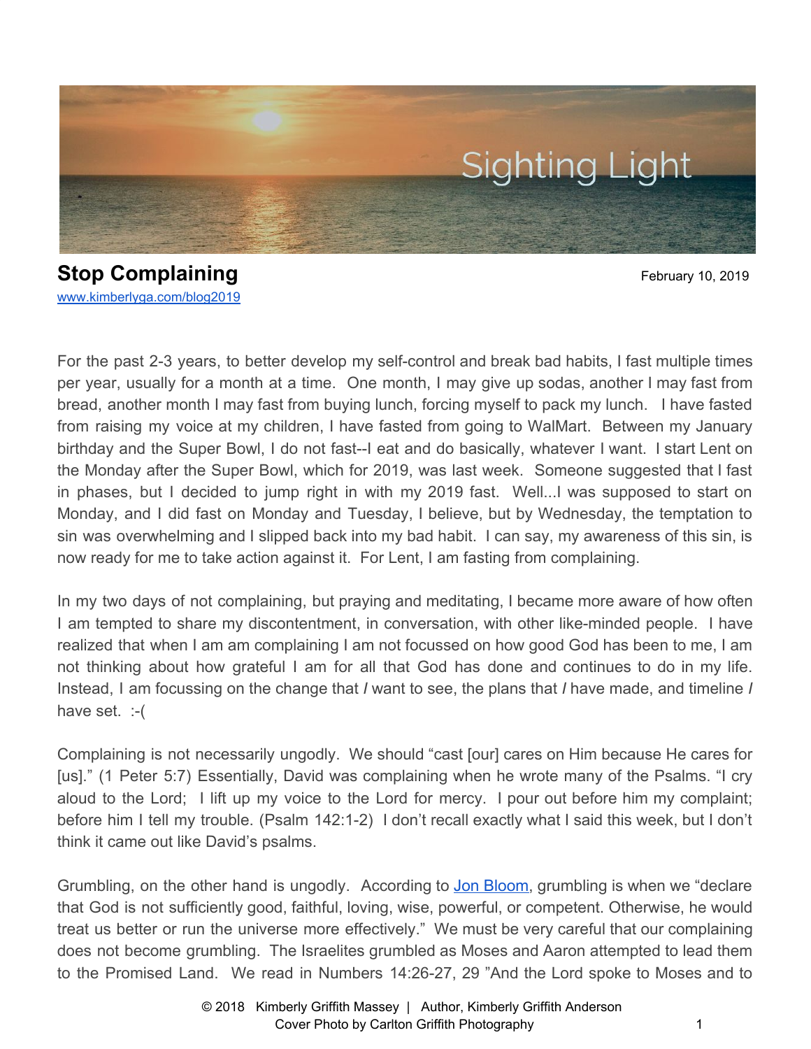Sighting Light

# Stop Complaining

February 10, 2019

www.kimberlyga.com/blog2019

For the past 2-3 years, to better develop my self-control and break bad habits, I fast multiple times per year, usually for a month at a time. One month, I may give up sodas, another I may fast from bread, another month I may fast from buying lunch, forcing myself to pack my lunch. I have fasted from raising my voice at my children, I have fasted from going to WalMart. Between my January birthday and the Super Bowl, I do not fast--I eat and do basically, whatever I want. I start Lent on the Monday after the Super Bowl, which for 2019, was last week. Someone suggested that I fast in phases, but I decided to jump right in with my 2019 fast. Well...I was supposed to start on Monday, and I did fast on Monday and Tuesday, I believe, but by Wednesday, the temptation to sin was overwhelming and I slipped back into my bad habit. I can say, my awareness of this sin, is now ready for me to take action against it. For Lent, I am fasting from complaining.

In my two days of not complaining, but praying and meditating, I became more aware of how often I am tempted to share my discontentment, in conversation, with other like-minded people. I have realized that when I am am complaining I am not focussed on how good God has been to me, I am not thinking about how grateful I am for all that God has done and continues to do in my life. Instead, I am focussing on the change that *I* want to see, the plans that *I* have made, and timeline *I* have set. :-(

Complaining is not necessarily ungodly. We should "cast [our] cares on Him because He cares for [us]." (1 Peter 5:7) Essentially, David was complaining when he wrote many of the Psalms. "I cry aloud to the Lord; I lift up my voice to the Lord for mercy. I pour out before him my complaint; before him I tell my trouble. (Psalm 142:1-2) I don't recall exactly what I said this week, but I don't think it came out like David's psalms.

Grumbling, on the other hand is ungodly. According to Jon Bloom, grumbling is when we "declare that God is not sufficiently good, faithful, loving, wise, powerful, or competent. Otherwise, he would treat us better or run the universe more effectively." We must be very careful that our complaining does not become grumbling. The Israelites grumbled as Moses and Aaron attempted to lead them to the Promised Land. We read in Numbers 14:26-27, 29 "And the Lord spoke to Moses and to

© 2018 Kimberly Griffith Massey | Author, Kimberly Griffith Anderson
Cover Photo by Carlton Griffith Photography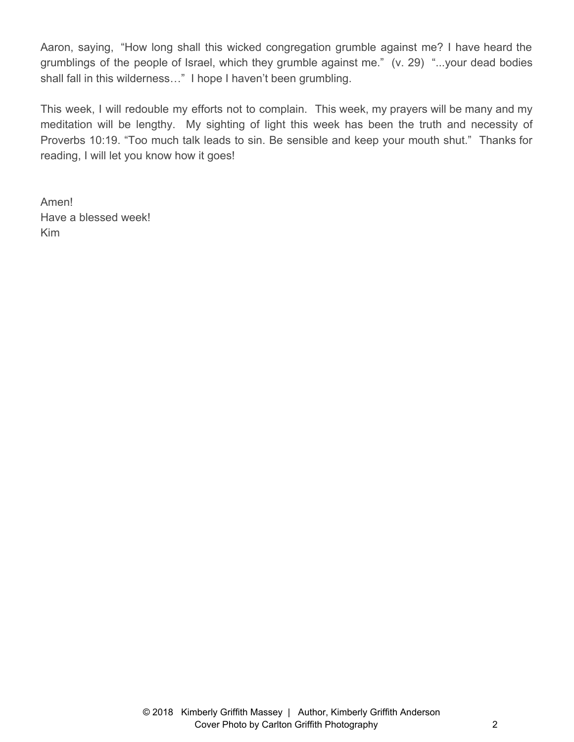Aaron, saying, "How long shall this wicked congregation grumble against me? I have heard the grumblings of the people of Israel, which they grumble against me." (v. 29) "...your dead bodies shall fall in this wilderness…" I hope I haven't been grumbling.

This week, I will redouble my efforts not to complain. This week, my prayers will be many and my meditation will be lengthy. My sighting of light this week has been the truth and necessity of Proverbs 10:19. "Too much talk leads to sin. Be sensible and keep your mouth shut." Thanks for reading, I will let you know how it goes!

Amen!
Have a blessed week!
Kim